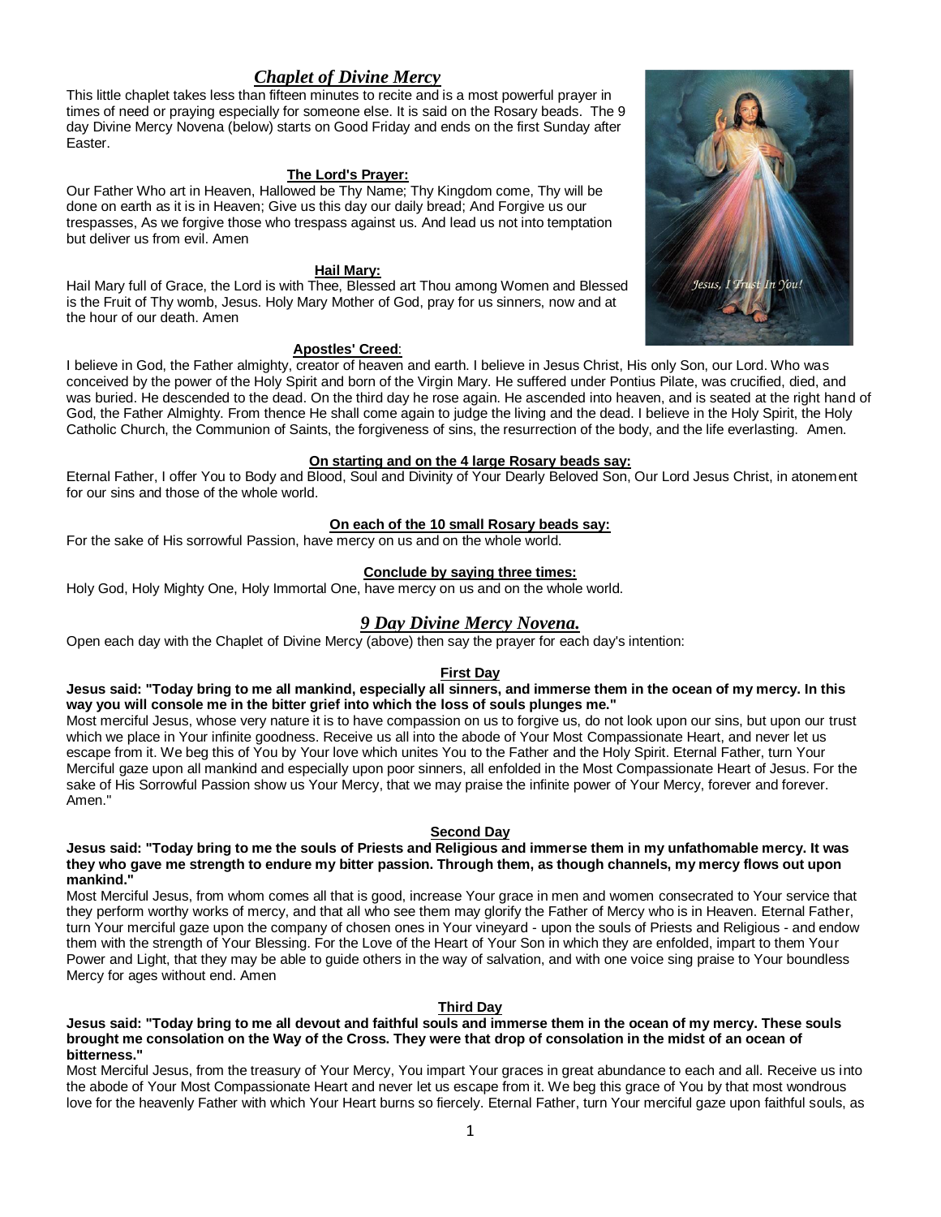## *Chaplet of Divine Mercy*

This little chaplet takes less than fifteen minutes to recite and is a most powerful prayer in times of need or praying especially for someone else. It is said on the Rosary beads. The 9 day Divine Mercy Novena (below) starts on Good Friday and ends on the first Sunday after Easter.

**The Lord's Prayer:**

Our Father Who art in Heaven, Hallowed be Thy Name; Thy Kingdom come, Thy will be done on earth as it is in Heaven; Give us this day our daily bread; And Forgive us our trespasses, As we forgive those who trespass against us. And lead us not into temptation but deliver us from evil. Amen

**Hail Mary:**

Hail Mary full of Grace, the Lord is with Thee, Blessed art Thou among Women and Blessed is the Fruit of Thy womb, Jesus. Holy Mary Mother of God, pray for us sinners, now and at the hour of our death. Amen

**Apostles' Creed**:

I believe in God, the Father almighty, creator of heaven and earth. I believe in Jesus Christ, His only Son, our Lord. Who was conceived by the power of the Holy Spirit and born of the Virgin Mary. He suffered under Pontius Pilate, was crucified, died, and was buried. He descended to the dead. On the third day he rose again. He ascended into heaven, and is seated at the right hand of God, the Father Almighty. From thence He shall come again to judge the living and the dead. I believe in the Holy Spirit. I believe in the Holy Spirit, the Holy Catholic Church, the Communion of Saints, the forgiveness of sins, the resurrection of the body, and the life everlasting. Amen.

**On starting and on the 4 large Rosary beads say:**

Eternal Father, I offer You to Body and Blood, Soul and Divinity of Your Dearly Beloved Son, Our Lord Jesus Christ, in atonement for our sins and those of the whole world.

**On each of the 10 small Rosary beads say:**

For the sake of His sorrowful Passion, have mercy on us and on the whole world.

**Conclude by saying three times:**

Holy God, Holy Mighty One, Holy Immortal One, have mercy on us and on the whole world.

## *9 Day Divine Mercy Novena.*

Open each day with the Chaplet of Divine Mercy (above) then say the prayer for each day's intention:

### First Day

**Jesus said: "Today bring to me all mankind, especially all sinners, and immerse them in the ocean of my mercy. In this way you will console me in the bitter grief into which the loss of souls plunges me."**

Most merciful Jesus, whose very nature it is to have compassion on us to forgive us, do not look upon our sins, but upon our trust which we place in Your infinite goodness. Receive us all into the abode of Your Most Compassionate Heart, and never let us escape from it. We beg this of You by Your love which unites You to the Father and the Holy Spirit. Eternal Father, turn Your Merciful gaze upon all mankind and especially upon poor sinners, all enfolded in the Most Compassionate Heart of Jesus. For the sake of His Sorrowful Passion show us Your Mercy, that we may praise the infinite power of Your Mercy, forever and forever. Amen."

### Second Day

**Jesus said: "Today bring to me the souls of Priests and Religious and immerse them in my unfathomable mercy. It was they who gave me strength to endure my bitter passion. Through them, as though channels, my mercy flows out upon mankind."**

Most Merciful Jesus, from whom comes all that is good, increase Your grace in men and women consecrated to Your service that they perform worthy works of mercy, and that all who see them may glorify the Father of Mercy who is in Heaven. Eternal Father, turn Your merciful gaze upon the company of chosen ones in Your vineyard - upon the souls of Priests and Religious - and endow them with the strength of Your Blessing. For the Love of the Heart of Your Son in which they are enfolded, impart to them Your Power and Light, that they may be able to guide others in the way of salvation, and with one voice sing praise to Your boundless Mercy for ages without end. Amen

### Third Day

**Jesus said: "Today bring to me all devout and faithful souls and immerse them in the ocean of my mercy. These souls brought me consolation on the Way of the Cross. They were that drop of consolation in the midst of an ocean of bitterness."**

Most Merciful Jesus, from the treasury of Your Mercy, You impart Your graces in great abundance to each and all. Receive us into the abode of Your Most Compassionate Heart and never let us escape from it. We beg this grace of You by that most wondrous love for the heavenly Father with which Your Heart burns so fiercely. Eternal Father, turn Your merciful gaze upon faithful souls, as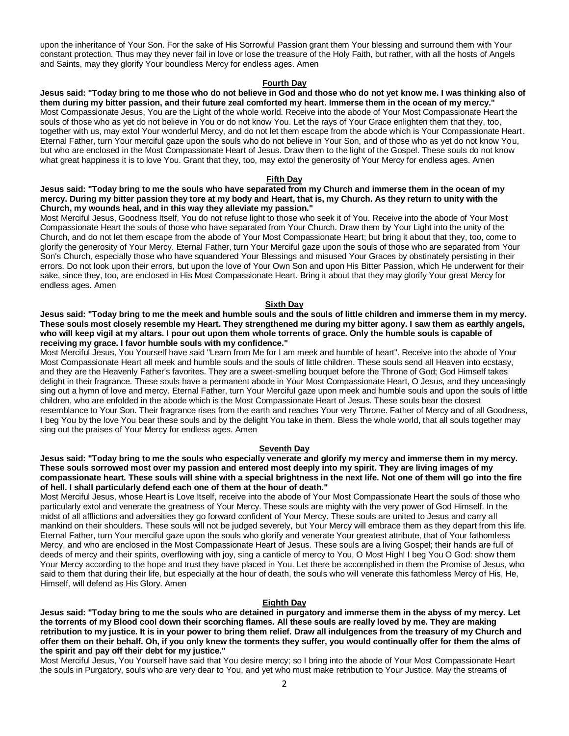upon the inheritance of Your Son. For the sake of His Sorrowful Passion grant them Your blessing and surround them with Your constant protection. Thus may they never fail in love or lose the treasure of the Holy Faith, but rather, with all the hosts of Angels and Saints, may they glorify Your boundless Mercy for endless ages. Amen

## Fourth Day

**Jesus said: "Today bring to me those who do not believe in God and those who do not yet know me. I was thinking also of them during my bitter passion, and their future zeal comforted my heart. Immerse them in the ocean of my mercy."**
Most Compassionate Jesus, You are the Light of the whole world. Receive into the abode of Your Most Compassionate Heart the souls of those who as yet do not believe in You or do not know You. Let the rays of Your Grace enlighten them that they, too, together with us, may extol Your wonderful Mercy, and do not let them escape from the abode which is Your Compassionate Heart. Eternal Father, turn Your merciful gaze upon the souls who do not believe in Your Son, and of those who as yet do not know You, but who are enclosed in the Most Compassionate Heart of Jesus. Draw them to the light of the Gospel. These souls do not know what great happiness it is to love You. Grant that they, too, may extol the generosity of Your Mercy for endless ages. Amen

## Fifth Day

**Jesus said: "Today bring to me the souls who have separated from my Church and immerse them in the ocean of my mercy. During my bitter passion they tore at my body and Heart, that is, my Church. As they return to unity with the Church, my wounds heal, and in this way they alleviate my passion."**
Most Merciful Jesus, Goodness Itself, You do not refuse light to those who seek it of You. Receive into the abode of Your Most Compassionate Heart the souls of those who have separated from Your Church. Draw them by Your Light into the unity of the Church, and do not let them escape from the abode of Your Most Compassionate Heart; but bring it about that they, too, come to glorify the generosity of Your Mercy. Eternal Father, turn Your Merciful gaze upon the souls of those who are separated from Your Son's Church, especially those who have squandered Your Blessings and misused Your Graces by obstinately persisting in their errors. Do not look upon their errors, but upon the love of Your Own Son and upon His Bitter Passion, which He underwent for their sake, since they, too, are enclosed in His Most Compassionate Heart. Bring it about that they may glorify Your great Mercy for endless ages. Amen

## Sixth Day

**Jesus said: "Today bring to me the meek and humble souls and the souls of little children and immerse them in my mercy. These souls most closely resemble my Heart. They strengthened me during my bitter agony. I saw them as earthly angels, who will keep vigil at my altars. I pour out upon them whole torrents of grace. Only the humble souls is capable of receiving my grace. I favor humble souls with my confidence."**
Most Merciful Jesus, You Yourself have said "Learn from Me for I am meek and humble of heart". Receive into the abode of Your Most Compassionate Heart all meek and humble souls and the souls of little children. These souls send all Heaven into ecstasy, and they are the Heavenly Father's favorites. They are a sweet-smelling bouquet before the Throne of God; God Himself takes delight in their fragrance. These souls have a permanent abode in Your Most Compassionate Heart, O Jesus, and they unceasingly sing out a hymn of love and mercy. Eternal Father, turn Your Merciful gaze upon meek and humble souls and upon the souls of little children, who are enfolded in the abode which is the Most Compassionate Heart of Jesus. These souls bear the closest resemblance to Your Son. Their fragrance rises from the earth and reaches Your very Throne. Father of Mercy and of all Goodness, I beg You by the love You bear these souls and by the delight You take in them. Bless the whole world, that all souls together may sing out the praises of Your Mercy for endless ages. Amen

## Seventh Day

**Jesus said: "Today bring to me the souls who especially venerate and glorify my mercy and immerse them in my mercy. These souls sorrowed most over my passion and entered most deeply into my spirit. They are living images of my compassionate heart. These souls will shine with a special brightness in the next life. Not one of them will go into the fire of hell. I shall particularly defend each one of them at the hour of death."**
Most Merciful Jesus, whose Heart is Love Itself, receive into the abode of Your Most Compassionate Heart the souls of those who particularly extol and venerate the greatness of Your Mercy. These souls are mighty with the very power of God Himself. In the midst of all afflictions and adversities they go forward confident of Your Mercy. These souls are united to Jesus and carry all mankind on their shoulders. These souls will not be judged severely, but Your Mercy will embrace them as they depart from this life. Eternal Father, turn Your merciful gaze upon the souls who glorify and venerate Your greatest attribute, that of Your fathomless Mercy, and who are enclosed in the Most Compassionate Heart of Jesus. These souls are a living Gospel; their hands are full of deeds of mercy and their spirits, overflowing with joy, sing a canticle of mercy to You, O Most High! I beg You O God: show them Your Mercy according to the hope and trust they have placed in You. Let there be accomplished in them the Promise of Jesus, who said to them that during their life, but especially at the hour of death, the souls who will venerate this fathomless Mercy of His, He, Himself, will defend as His Glory. Amen

## Eighth Day

**Jesus said: "Today bring to me the souls who are detained in purgatory and immerse them in the abyss of my mercy. Let the torrents of my Blood cool down their scorching flames. All these souls are really loved by me. They are making retribution to my justice. It is in your power to bring them relief. Draw all indulgences from the treasury of my Church and offer them on their behalf. Oh, if you only knew the torments they suffer, you would continually offer for them the alms of the spirit and pay off their debt for my justice."**
Most Merciful Jesus, You Yourself have said that You desire mercy; so I bring into the abode of Your Most Compassionate Heart the souls in Purgatory, souls who are very dear to You, and yet who must make retribution to Your Justice. May the streams of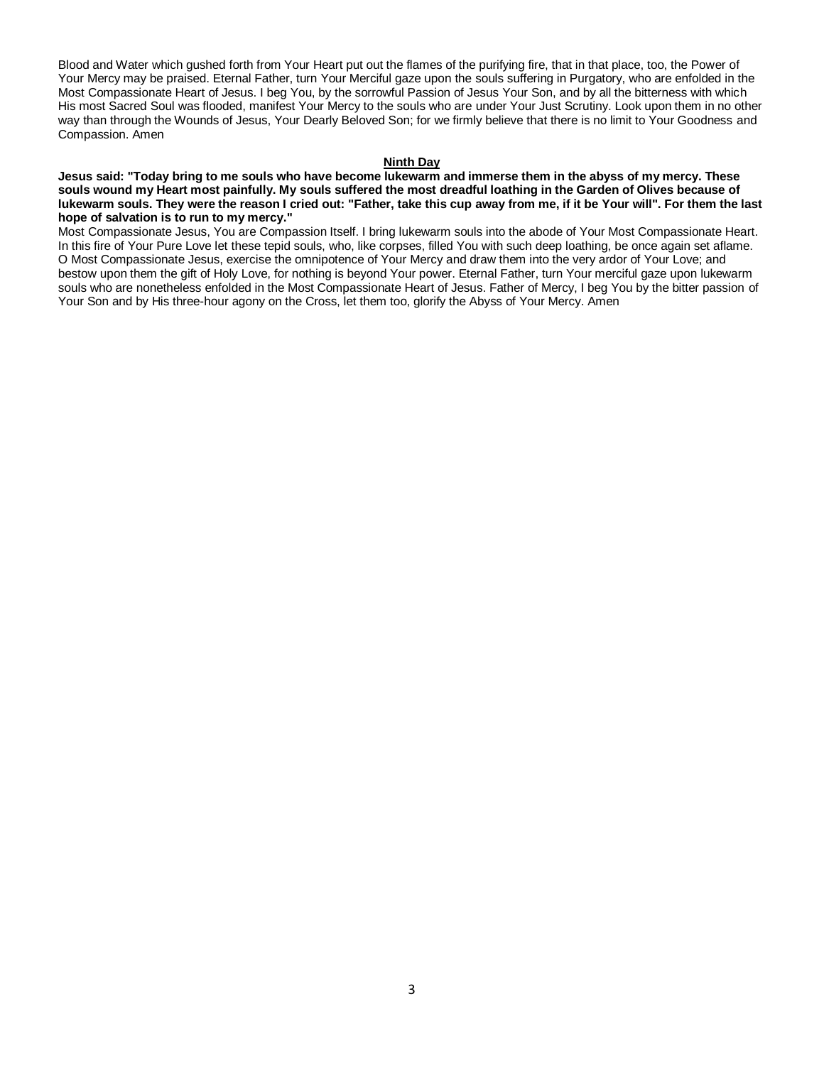Blood and Water which gushed forth from Your Heart put out the flames of the purifying fire, that in that place, too, the Power of Your Mercy may be praised. Eternal Father, turn Your Merciful gaze upon the souls suffering in Purgatory, who are enfolded in the Most Compassionate Heart of Jesus. I beg You, by the sorrowful Passion of Jesus Your Son, and by all the bitterness with which His most Sacred Soul was flooded, manifest Your Mercy to the souls who are under Your Just Scrutiny. Look upon them in no other way than through the Wounds of Jesus, Your Dearly Beloved Son; for we firmly believe that there is no limit to Your Goodness and Compassion. Amen

## Ninth Day

**Jesus said: "Today bring to me souls who have become lukewarm and immerse them in the abyss of my mercy. These souls wound my Heart most painfully. My souls suffered the most dreadful loathing in the Garden of Olives because of lukewarm souls. They were the reason I cried out: "Father, take this cup away from me, if it be Your will". For them the last hope of salvation is to run to my mercy."**

Most Compassionate Jesus, You are Compassion Itself. I bring lukewarm souls into the abode of Your Most Compassionate Heart. In this fire of Your Pure Love let these tepid souls, who, like corpses, filled You with such deep loathing, be once again set aflame. O Most Compassionate Jesus, exercise the omnipotence of Your Mercy and draw them into the very ardor of Your Love; and bestow upon them the gift of Holy Love, for nothing is beyond Your power. Eternal Father, turn Your merciful gaze upon lukewarm souls who are nonetheless enfolded in the Most Compassionate Heart of Jesus. Father of Mercy, I beg You by the bitter passion of Your Son and by His three-hour agony on the Cross, let them too, glorify the Abyss of Your Mercy. Amen